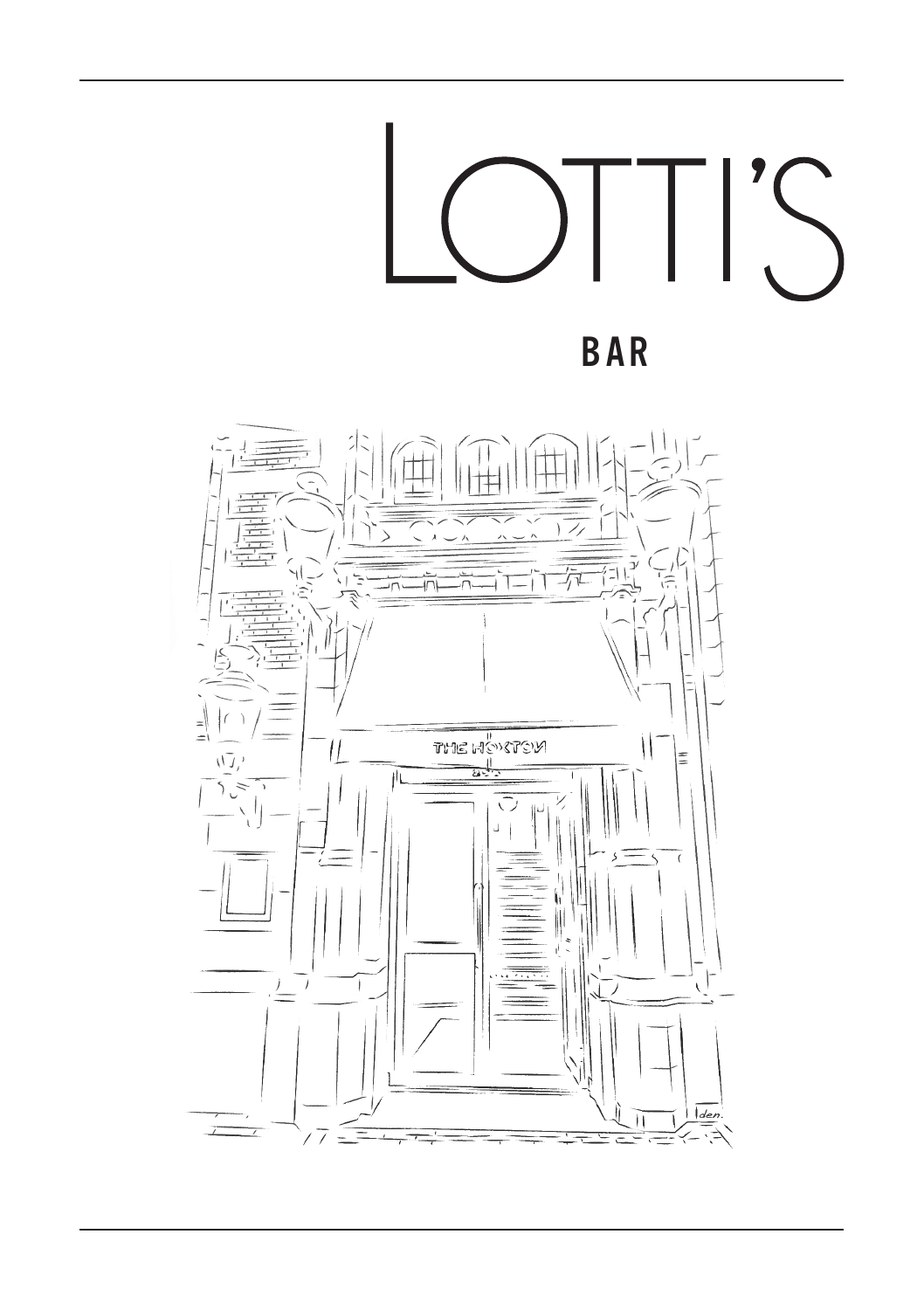# LOTTI'S

## BAR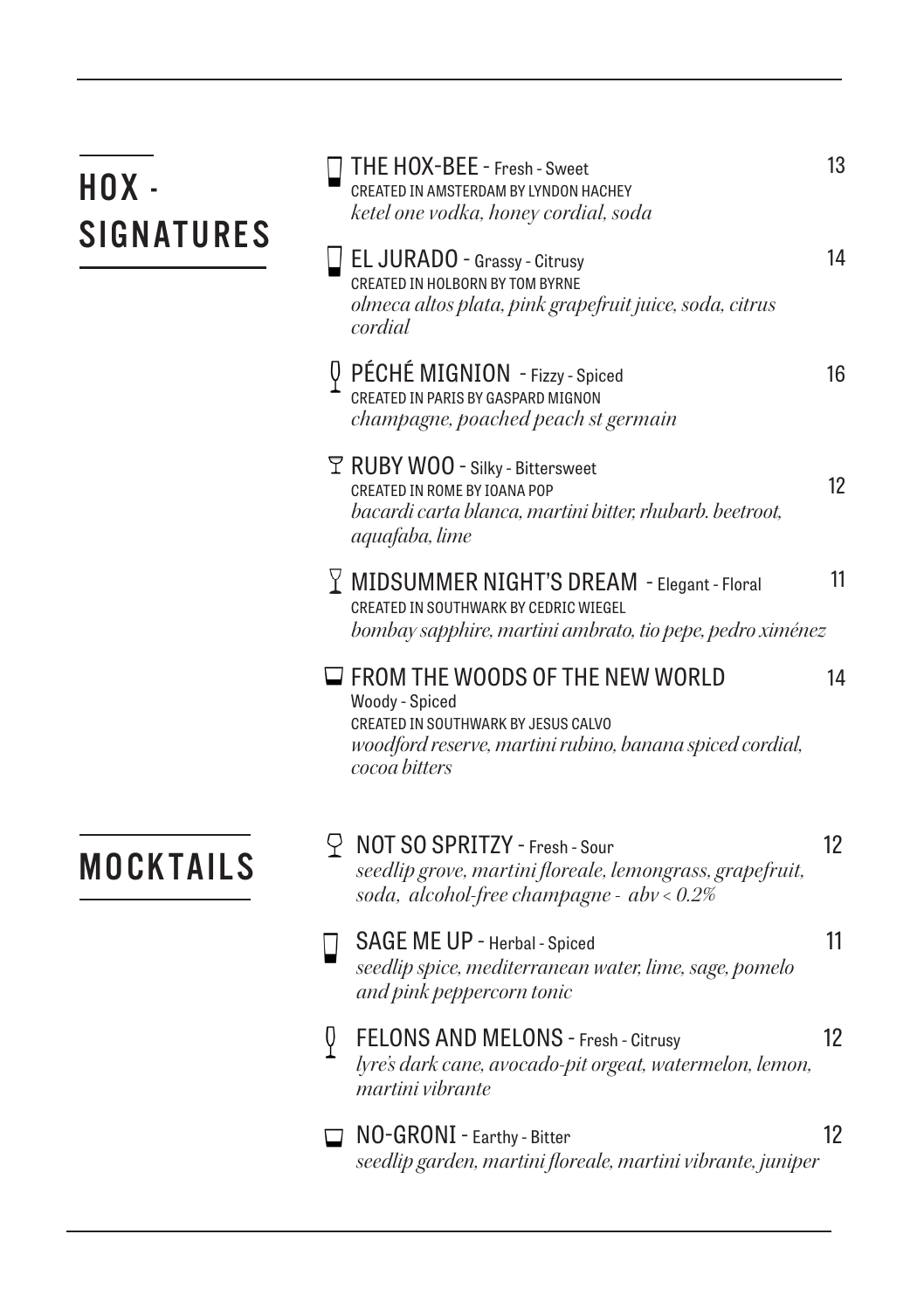## HOX - SIGNATURES

**THE HOX-BEE** - Fresh - Sweet — 13
CREATED IN AMSTERDAM BY LYNDON HACHEY
*ketel one vodka, honey cordial, soda*

**EL JURADO** - Grassy - Citrusy — 14
CREATED IN HOLBORN BY TOM BYRNE
*olmeca altos plata, pink grapefruit juice, soda, citrus cordial*

**PÉCHÉ MIGNION** - Fizzy - Spiced — 16
CREATED IN PARIS BY GASPARD MIGNON
*champagne, poached peach st germain*

**RUBY WOO** - Silky - Bittersweet — 12
CREATED IN ROME BY IOANA POP
*bacardi carta blanca, martini bitter, rhubarb. beetroot, aquafaba, lime*

**MIDSUMMER NIGHT'S DREAM** - Elegant - Floral — 11
CREATED IN SOUTHWARK BY CEDRIC WIEGEL
*bombay sapphire, martini ambrato, tio pepe, pedro ximénez*

**FROM THE WOODS OF THE NEW WORLD** — 14
Woody - Spiced
CREATED IN SOUTHWARK BY JESUS CALVO
*woodford reserve, martini rubino, banana spiced cordial, cocoa bitters*

## MOCKTAILS

**NOT SO SPRITZY** - Fresh - Sour — 12
*seedlip grove, martini floreale, lemongrass, grapefruit, soda, alcohol-free champagne - abv < 0.2%*

**SAGE ME UP** - Herbal - Spiced — 11
*seedlip spice, mediterranean water, lime, sage, pomelo and pink peppercorn tonic*

**FELONS AND MELONS** - Fresh - Citrusy — 12
*lyre's dark cane, avocado-pit orgeat, watermelon, lemon, martini vibrante*

**NO-GRONI** - Earthy - Bitter — 12
*seedlip garden, martini floreale, martini vibrante, juniper*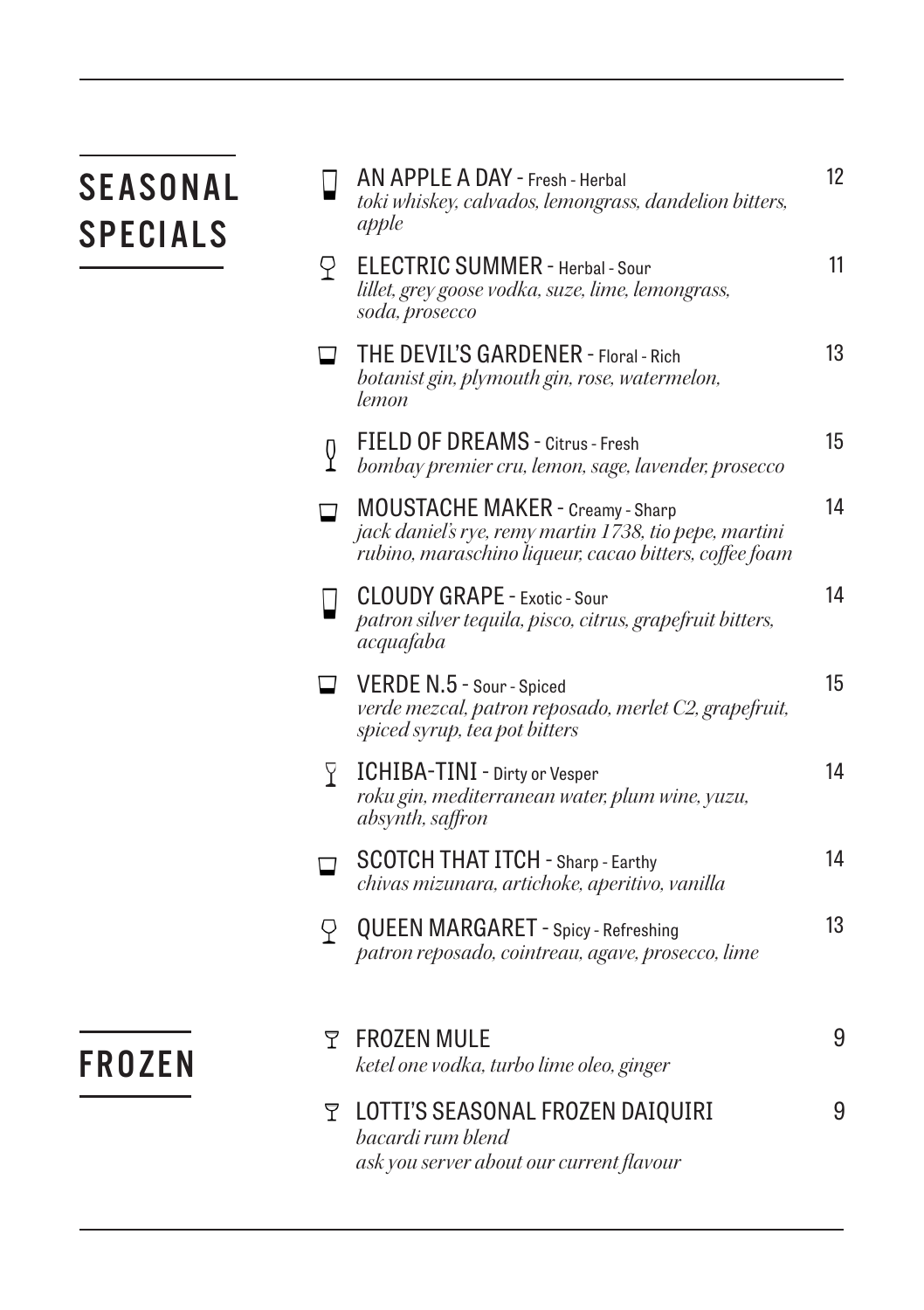## SEASONAL SPECIALS

**AN APPLE A DAY** - Fresh - Herbal — 12
*toki whiskey, calvados, lemongrass, dandelion bitters, apple*

**ELECTRIC SUMMER** - Herbal - Sour — 11
*lillet, grey goose vodka, suze, lime, lemongrass, soda, prosecco*

**THE DEVIL'S GARDENER** - Floral - Rich — 13
*botanist gin, plymouth gin, rose, watermelon, lemon*

**FIELD OF DREAMS** - Citrus - Fresh — 15
*bombay premier cru, lemon, sage, lavender, prosecco*

**MOUSTACHE MAKER** - Creamy - Sharp — 14
*jack daniel's rye, remy martin 1738, tio pepe, martini rubino, maraschino liqueur, cacao bitters, coffee foam*

**CLOUDY GRAPE** - Exotic - Sour — 14
*patron silver tequila, pisco, citrus, grapefruit bitters, acquafaba*

**VERDE N.5** - Sour - Spiced — 15
*verde mezcal, patron reposado, merlet C2, grapefruit, spiced syrup, tea pot bitters*

**ICHIBA-TINI** - Dirty or Vesper — 14
*roku gin, mediterranean water, plum wine, yuzu, absynth, saffron*

**SCOTCH THAT ITCH** - Sharp - Earthy — 14
*chivas mizunara, artichoke, aperitivo, vanilla*

**QUEEN MARGARET** - Spicy - Refreshing — 13
*patron reposado, cointreau, agave, prosecco, lime*

## FROZEN

**FROZEN MULE** — 9
*ketel one vodka, turbo lime oleo, ginger*

**LOTTI'S SEASONAL FROZEN DAIQUIRI** — 9
*bacardi rum blend*
*ask you server about our current flavour*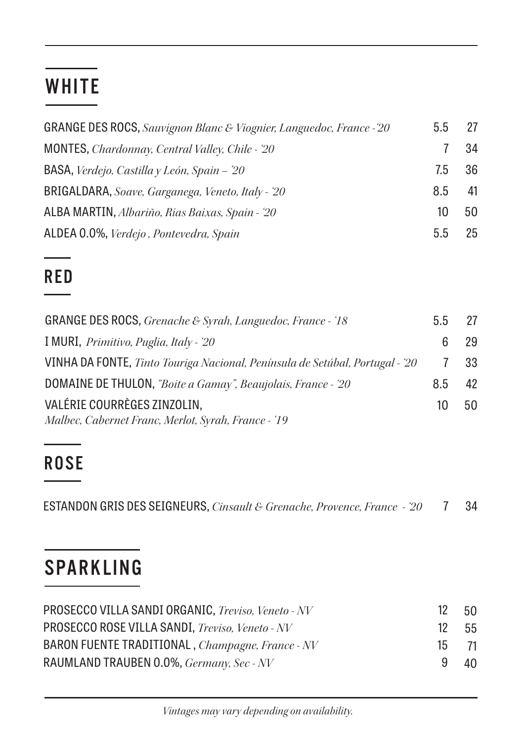## WHITE

| Wine | Glass | Bottle |
|---|---|---|
| GRANGE DES ROCS, *Sauvignon Blanc & Viognier, Languedoc, France -'20* | 5.5 | 27 |
| MONTES, *Chardonnay, Central Valley, Chile - '20* | 7 | 34 |
| BASA, *Verdejo, Castilla y León, Spain – '20* | 7.5 | 36 |
| BRIGALDARA, *Soave, Garganega, Veneto, Italy - '20* | 8.5 | 41 |
| ALBA MARTIN, *Albariño, Rias Baixas, Spain - '20* | 10 | 50 |
| ALDEA 0.0%, *Verdejo , Pontevedra, Spain* | 5.5 | 25 |

## RED

| Wine | Glass | Bottle |
|---|---|---|
| GRANGE DES ROCS, *Grenache & Syrah, Languedoc, France - '18* | 5.5 | 27 |
| I MURI, *Primitivo, Puglia, Italy - '20* | 6 | 29 |
| VINHA DA FONTE, *Tinto Touriga Nacional, Península de Setúbal, Portugal - '20* | 7 | 33 |
| DOMAINE DE THULON, *"Boite a Gamay", Beaujolais, France - '20* | 8.5 | 42 |
| VALÉRIE COURRÈGES ZINZOLIN, *Malbec, Cabernet Franc, Merlot, Syrah, France - '19* | 10 | 50 |

## ROSE

| Wine | Glass | Bottle |
|---|---|---|
| ESTANDON GRIS DES SEIGNEURS, *Cinsault & Grenache, Provence, France - '20* | 7 | 34 |

## SPARKLING

| Wine | Glass | Bottle |
|---|---|---|
| PROSECCO VILLA SANDI ORGANIC, *Treviso, Veneto - NV* | 12 | 50 |
| PROSECCO ROSE VILLA SANDI, *Treviso, Veneto - NV* | 12 | 55 |
| BARON FUENTE TRADITIONAL , *Champagne, France - NV* | 15 | 71 |
| RAUMLAND TRAUBEN 0.0%, *Germany, Sec - NV* | 9 | 40 |

*Vintages may vary depending on availability.*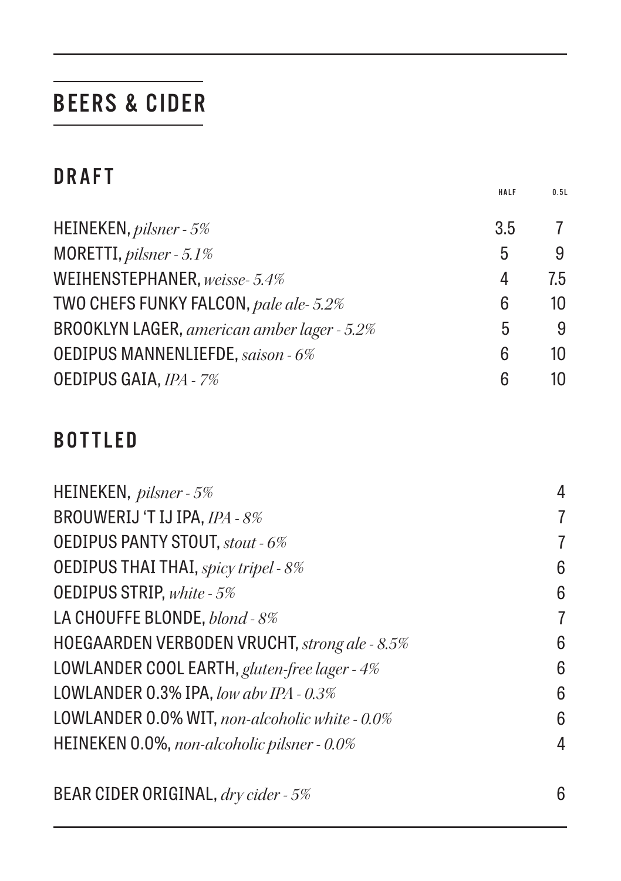# BEERS & CIDER

## DRAFT

| | HALF | 0.5L |
|---|---|---|
| HEINEKEN, *pilsner - 5%* | 3.5 | 7 |
| MORETTI, *pilsner - 5.1%* | 5 | 9 |
| WEIHENSTEPHANER, *weisse- 5.4%* | 4 | 7.5 |
| TWO CHEFS FUNKY FALCON, *pale ale- 5.2%* | 6 | 10 |
| BROOKLYN LAGER, *american amber lager - 5.2%* | 5 | 9 |
| OEDIPUS MANNENLIEFDE, *saison - 6%* | 6 | 10 |
| OEDIPUS GAIA, *IPA - 7%* | 6 | 10 |

## BOTTLED

| | |
|---|---|
| HEINEKEN, *pilsner - 5%* | 4 |
| BROUWERIJ 'T IJ IPA, *IPA - 8%* | 7 |
| OEDIPUS PANTY STOUT, *stout - 6%* | 7 |
| OEDIPUS THAI THAI, *spicy tripel - 8%* | 6 |
| OEDIPUS STRIP, *white - 5%* | 6 |
| LA CHOUFFE BLONDE, *blond - 8%* | 7 |
| HOEGAARDEN VERBODEN VRUCHT, *strong ale - 8.5%* | 6 |
| LOWLANDER COOL EARTH, *gluten-free lager - 4%* | 6 |
| LOWLANDER 0.3% IPA, *low abv IPA - 0.3%* | 6 |
| LOWLANDER 0.0% WIT, *non-alcoholic white - 0.0%* | 6 |
| HEINEKEN 0.0%, *non-alcoholic pilsner - 0.0%* | 4 |
| BEAR CIDER ORIGINAL, *dry cider - 5%* | 6 |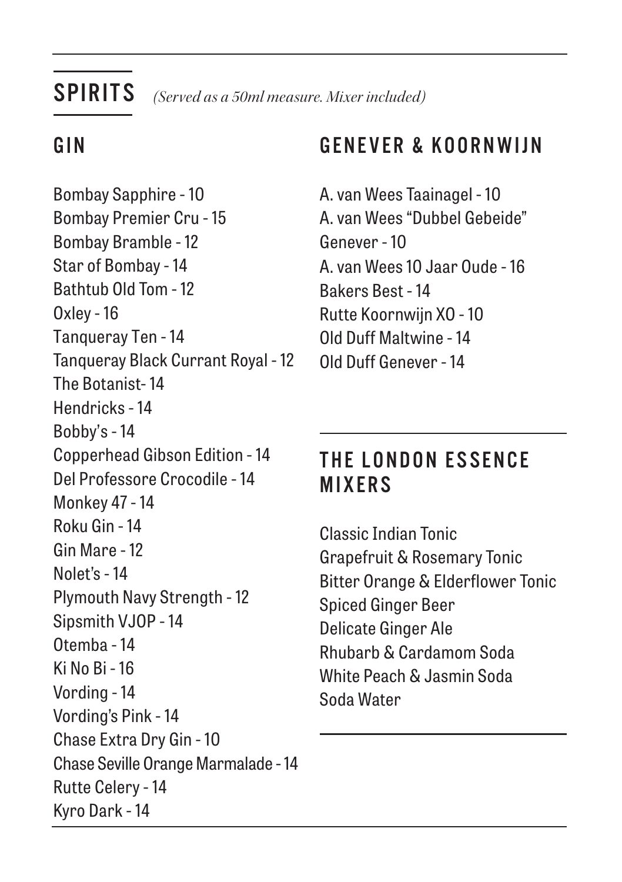# SPIRITS

*(Served as a 50ml measure. Mixer included)*

## GIN

Bombay Sapphire - 10
Bombay Premier Cru - 15
Bombay Bramble - 12
Star of Bombay - 14
Bathtub Old Tom - 12
Oxley - 16
Tanqueray Ten - 14
Tanqueray Black Currant Royal - 12
The Botanist- 14
Hendricks - 14
Bobby's - 14
Copperhead Gibson Edition - 14
Del Professore Crocodile - 14
Monkey 47 - 14
Roku Gin - 14
Gin Mare - 12
Nolet's - 14
Plymouth Navy Strength - 12
Sipsmith VJOP - 14
Otemba - 14
Ki No Bi - 16
Vording - 14
Vording's Pink - 14
Chase Extra Dry Gin - 10
Chase Seville Orange Marmalade - 14
Rutte Celery - 14
Kyro Dark - 14

## GENEVER & KOORNWIJN

A. van Wees Taainagel - 10
A. van Wees "Dubbel Gebeide" Genever - 10
A. van Wees 10 Jaar Oude - 16
Bakers Best - 14
Rutte Koornwijn XO - 10
Old Duff Maltwine - 14
Old Duff Genever - 14

## THE LONDON ESSENCE MIXERS

Classic Indian Tonic
Grapefruit & Rosemary Tonic
Bitter Orange & Elderflower Tonic
Spiced Ginger Beer
Delicate Ginger Ale
Rhubarb & Cardamom Soda
White Peach & Jasmin Soda
Soda Water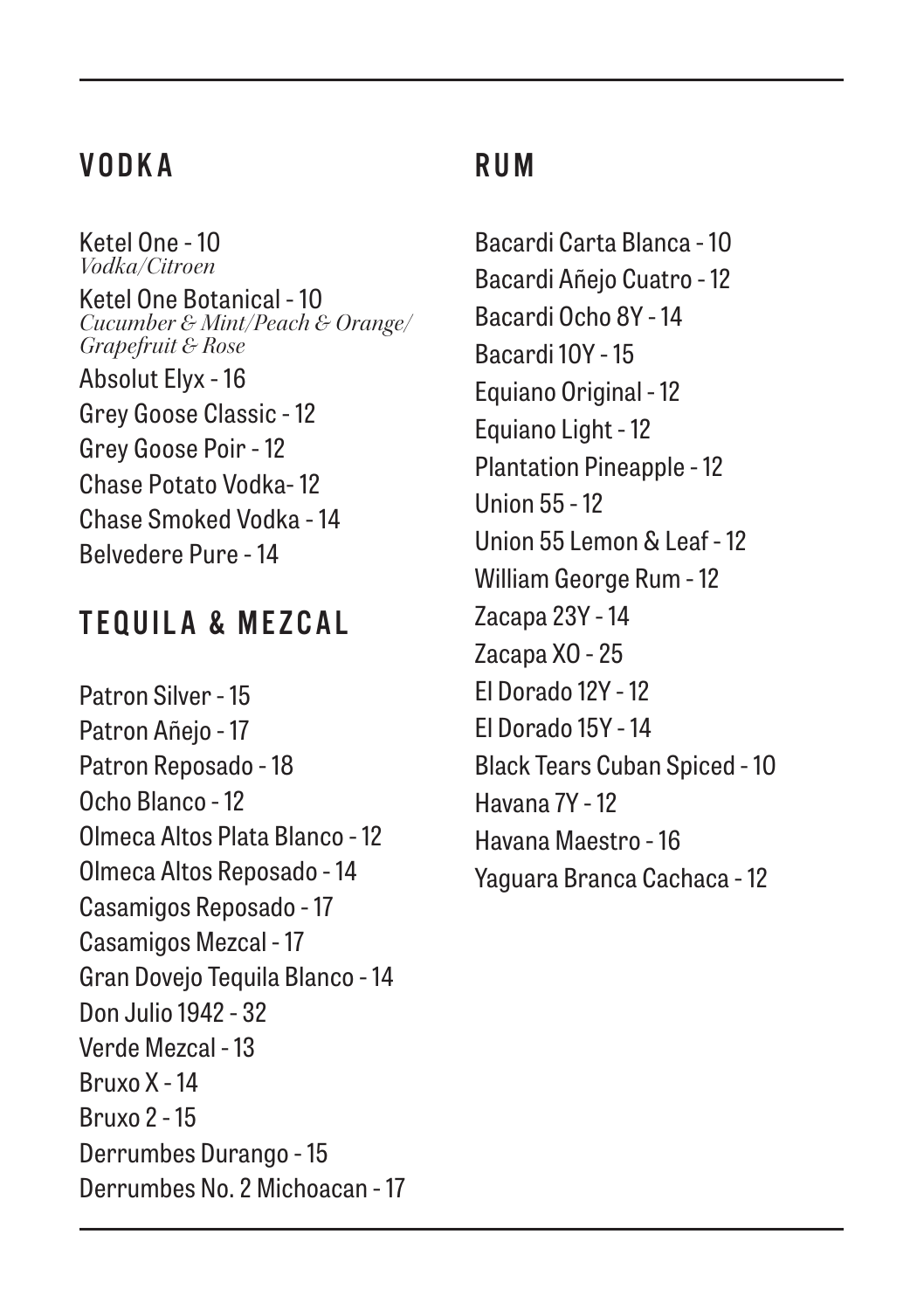## VODKA

Ketel One - 10
*Vodka/Citroen*

Ketel One Botanical - 10
*Cucumber & Mint/Peach & Orange/ Grapefruit & Rose*

Absolut Elyx - 16

Grey Goose Classic - 12

Grey Goose Poir - 12

Chase Potato Vodka- 12

Chase Smoked Vodka - 14

Belvedere Pure - 14

## TEQUILA & MEZCAL

Patron Silver - 15

Patron Añejo - 17

Patron Reposado - 18

Ocho Blanco - 12

Olmeca Altos Plata Blanco - 12

Olmeca Altos Reposado - 14

Casamigos Reposado - 17

Casamigos Mezcal - 17

Gran Dovejo Tequila Blanco - 14

Don Julio 1942 - 32

Verde Mezcal - 13

Bruxo X - 14

Bruxo 2 - 15

Derrumbes Durango - 15

Derrumbes No. 2 Michoacan - 17

## RUM

Bacardi Carta Blanca - 10

Bacardi Añejo Cuatro - 12

Bacardi Ocho 8Y - 14

Bacardi 10Y - 15

Equiano Original - 12

Equiano Light - 12

Plantation Pineapple - 12

Union 55 - 12

Union 55 Lemon & Leaf - 12

William George Rum - 12

Zacapa 23Y - 14

Zacapa XO - 25

El Dorado 12Y - 12

El Dorado 15Y - 14

Black Tears Cuban Spiced - 10

Havana 7Y - 12

Havana Maestro - 16

Yaguara Branca Cachaca - 12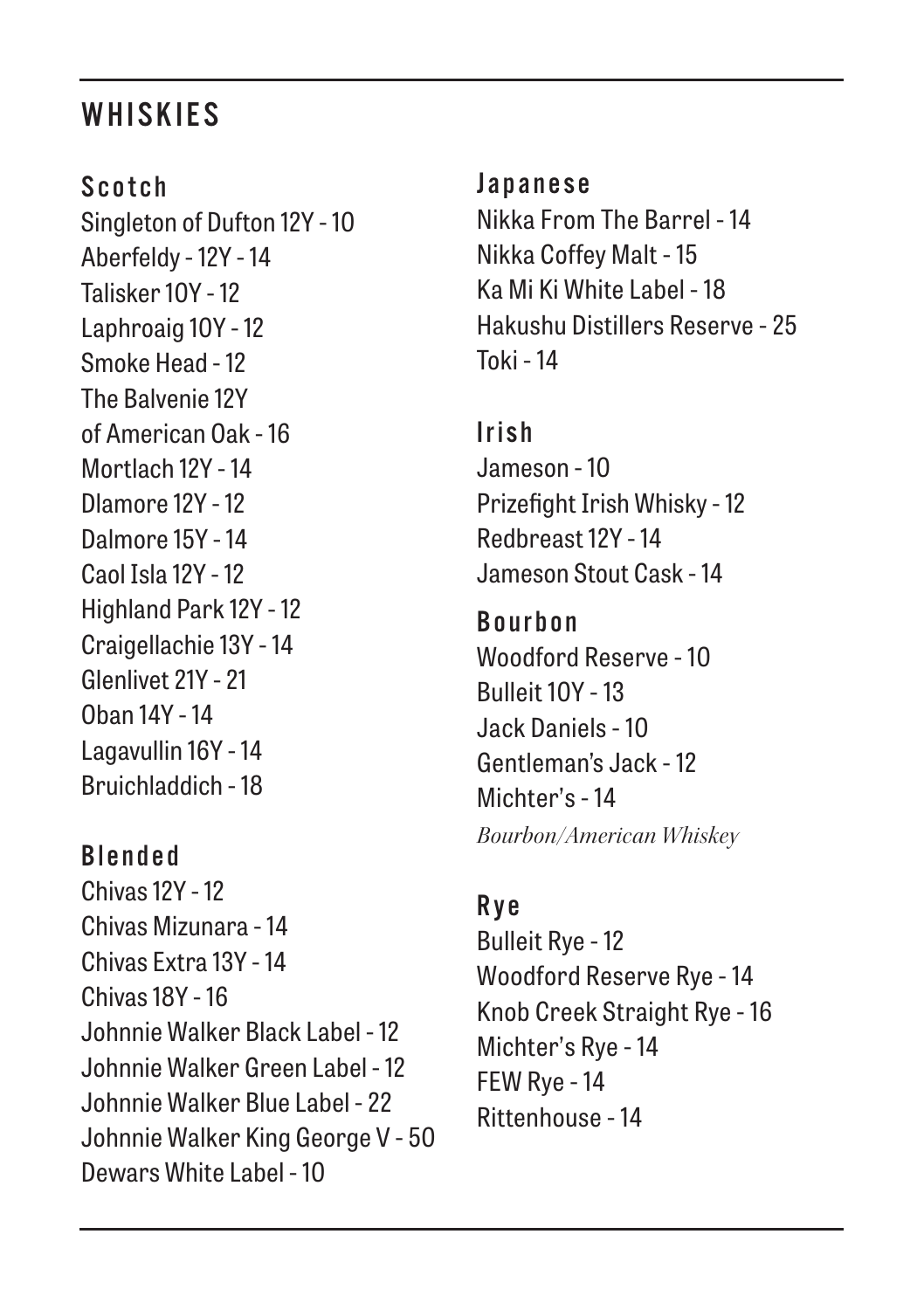## WHISKIES

### Scotch

Singleton of Dufton 12Y - 10
Aberfeldy - 12Y - 14
Talisker 10Y - 12
Laphroaig 10Y - 12
Smoke Head - 12
The Balvenie 12Y
of American Oak - 16
Mortlach 12Y - 14
Dlamore 12Y - 12
Dalmore 15Y - 14
Caol Isla 12Y - 12
Highland Park 12Y - 12
Craigellachie 13Y - 14
Glenlivet 21Y - 21
Oban 14Y - 14
Lagavullin 16Y - 14
Bruichladdich - 18

### Blended

Chivas 12Y - 12
Chivas Mizunara - 14
Chivas Extra 13Y - 14
Chivas 18Y - 16
Johnnie Walker Black Label - 12
Johnnie Walker Green Label - 12
Johnnie Walker Blue Label - 22
Johnnie Walker King George V - 50
Dewars White Label - 10

### Japanese

Nikka From The Barrel - 14
Nikka Coffey Malt - 15
Ka Mi Ki White Label - 18
Hakushu Distillers Reserve - 25
Toki - 14

### Irish

Jameson - 10
Prizefight Irish Whisky - 12
Redbreast 12Y - 14
Jameson Stout Cask - 14

### Bourbon

Woodford Reserve - 10
Bulleit 10Y - 13
Jack Daniels - 10
Gentleman's Jack - 12
Michter's - 14
*Bourbon/American Whiskey*

### Rye

Bulleit Rye - 12
Woodford Reserve Rye - 14
Knob Creek Straight Rye - 16
Michter's Rye - 14
FEW Rye - 14
Rittenhouse - 14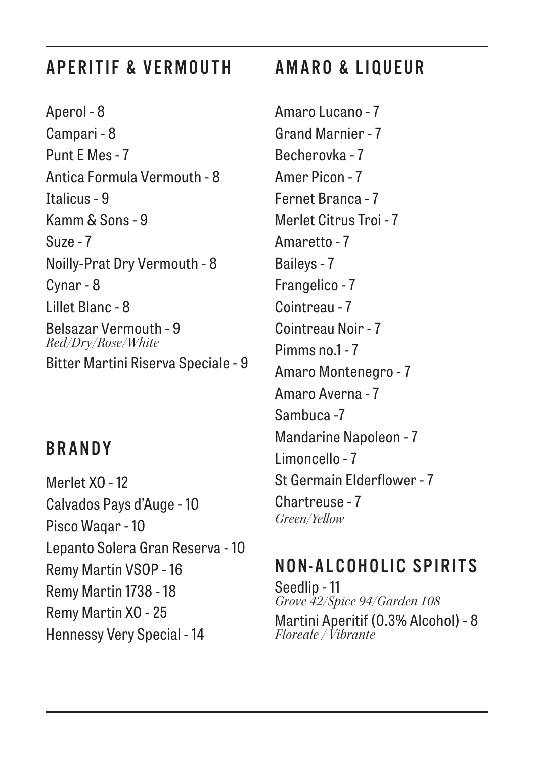## APERITIF & VERMOUTH

Aperol - 8
Campari - 8
Punt E Mes - 7
Antica Formula Vermouth - 8
Italicus - 9
Kamm & Sons - 9
Suze - 7
Noilly-Prat Dry Vermouth - 8
Cynar - 8
Lillet Blanc - 8
Belsazar Vermouth - 9
*Red/Dry/Rose/White*
Bitter Martini Riserva Speciale - 9

## BRANDY

Merlet XO - 12
Calvados Pays d'Auge - 10
Pisco Waqar - 10
Lepanto Solera Gran Reserva - 10
Remy Martin VSOP - 16
Remy Martin 1738 - 18
Remy Martin XO - 25
Hennessy Very Special - 14

## AMARO & LIQUEUR

Amaro Lucano - 7
Grand Marnier - 7
Becherovka - 7
Amer Picon - 7
Fernet Branca - 7
Merlet Citrus Troi - 7
Amaretto - 7
Baileys - 7
Frangelico - 7
Cointreau - 7
Cointreau Noir - 7
Pimms no.1 - 7
Amaro Montenegro - 7
Amaro Averna - 7
Sambuca -7
Mandarine Napoleon - 7
Limoncello - 7
St Germain Elderflower - 7
Chartreuse - 7
*Green/Yellow*

## NON-ALCOHOLIC SPIRITS

Seedlip - 11
*Grove 42/Spice 94/Garden 108*
Martini Aperitif (0.3% Alcohol) - 8
*Floreale / Vibrante*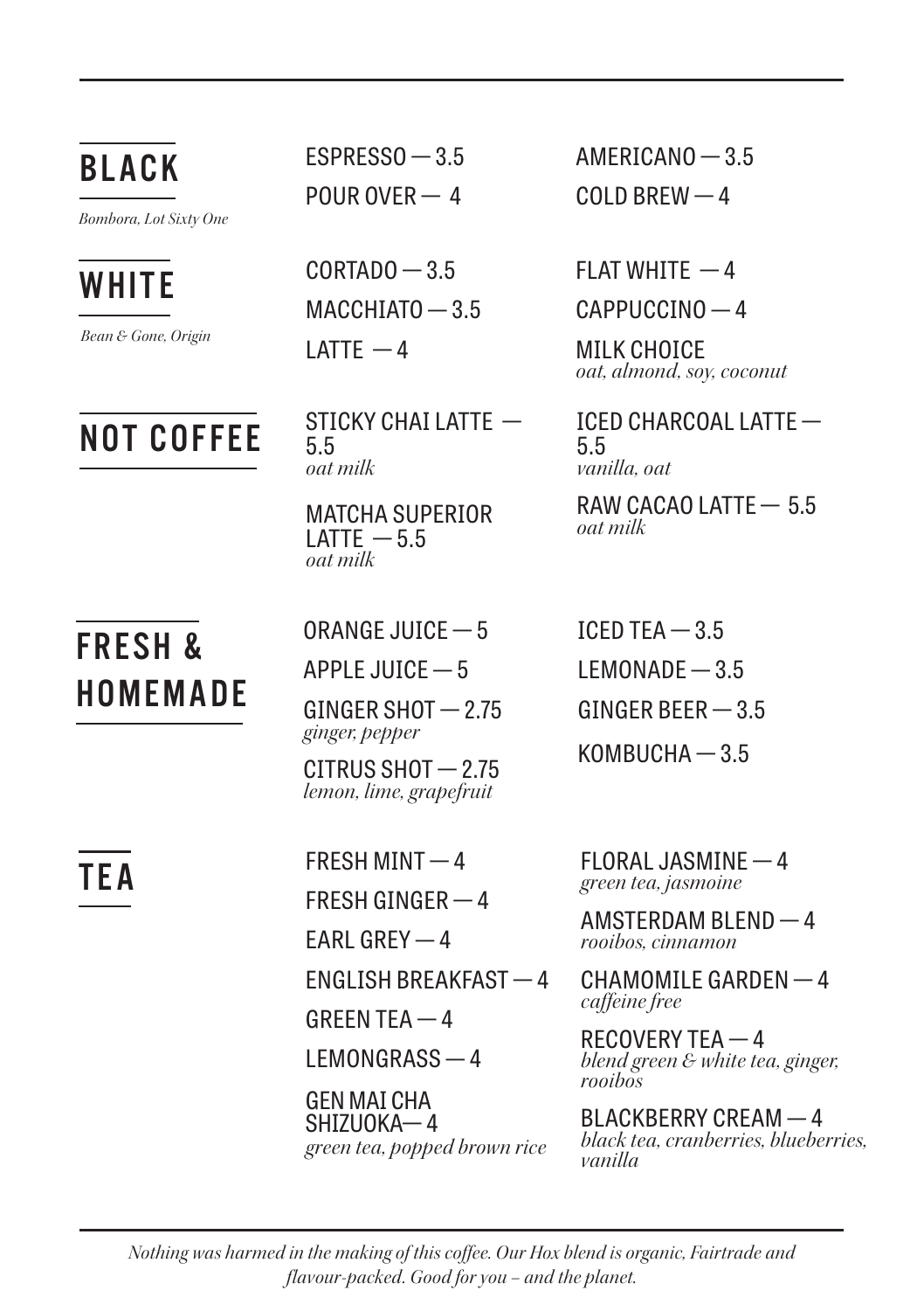## BLACK

*Bombora, Lot Sixty One*

- ESPRESSO — 3.5
- POUR OVER — 4
- AMERICANO — 3.5
- COLD BREW — 4

## WHITE

*Bean & Gone, Origin*

- CORTADO — 3.5
- MACCHIATO — 3.5
- LATTE — 4
- FLAT WHITE — 4
- CAPPUCCINO — 4
- MILK CHOICE
  *oat, almond, soy, coconut*

## NOT COFFEE

- STICKY CHAI LATTE — 5.5
  *oat milk*
- MATCHA SUPERIOR LATTE — 5.5
  *oat milk*
- ICED CHARCOAL LATTE — 5.5
  *vanilla, oat*
- RAW CACAO LATTE — 5.5
  *oat milk*

## FRESH & HOMEMADE

- ORANGE JUICE — 5
- APPLE JUICE — 5
- GINGER SHOT — 2.75
  *ginger, pepper*
- CITRUS SHOT — 2.75
  *lemon, lime, grapefruit*
- ICED TEA — 3.5
- LEMONADE — 3.5
- GINGER BEER — 3.5
- KOMBUCHA — 3.5

## TEA

- FRESH MINT — 4
- FRESH GINGER — 4
- EARL GREY — 4
- ENGLISH BREAKFAST — 4
- GREEN TEA — 4
- LEMONGRASS — 4
- GEN MAI CHA SHIZUOKA— 4
  *green tea, popped brown rice*
- FLORAL JASMINE — 4
  *green tea, jasmoine*
- AMSTERDAM BLEND — 4
  *rooibos, cinnamon*
- CHAMOMILE GARDEN — 4
  *caffeine free*
- RECOVERY TEA — 4
  *blend green & white tea, ginger, rooibos*
- BLACKBERRY CREAM — 4
  *black tea, cranberries, blueberries, vanilla*

*Nothing was harmed in the making of this coffee. Our Hox blend is organic, Fairtrade and flavour-packed. Good for you – and the planet.*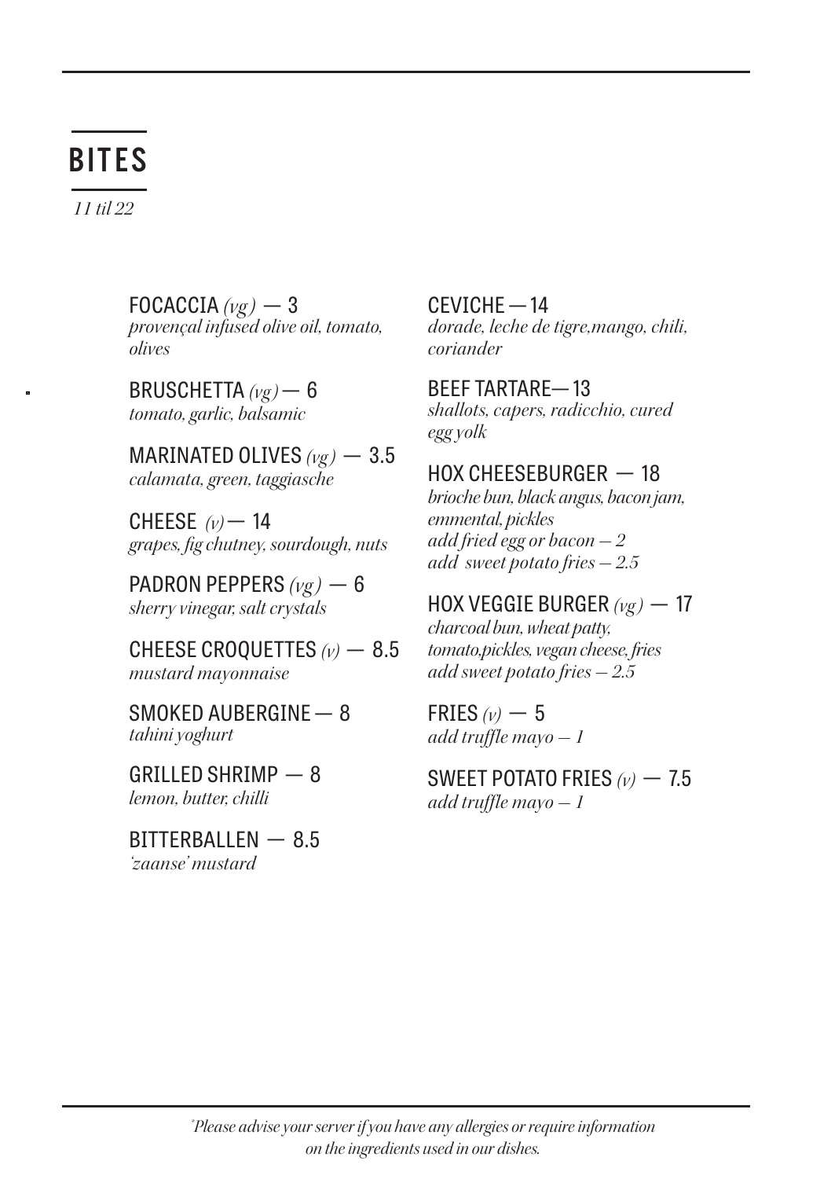# BITES

*11 til 22*

FOCACCIA *(vg)* — 3
*provençal infused olive oil, tomato, olives*

BRUSCHETTA *(vg)* — 6
*tomato, garlic, balsamic*

MARINATED OLIVES *(vg)* — 3.5
*calamata, green, taggiasche*

CHEESE *(v)* — 14
*grapes, fig chutney, sourdough, nuts*

PADRON PEPPERS *(vg)* — 6
*sherry vinegar, salt crystals*

CHEESE CROQUETTES *(v)* — 8.5
*mustard mayonnaise*

SMOKED AUBERGINE — 8
*tahini yoghurt*

GRILLED SHRIMP — 8
*lemon, butter, chilli*

BITTERBALLEN — 8.5
*'zaanse' mustard*

CEVICHE — 14
*dorade, leche de tigre,mango, chili, coriander*

BEEF TARTARE— 13
*shallots, capers, radicchio, cured egg yolk*

HOX CHEESEBURGER — 18
*brioche bun, black angus, bacon jam, emmental, pickles*
*add fried egg or bacon – 2*
*add sweet potato fries – 2.5*

HOX VEGGIE BURGER *(vg)* — 17
*charcoal bun, wheat patty, tomato,pickles, vegan cheese, fries*
*add sweet potato fries – 2.5*

FRIES *(v)* — 5
*add truffle mayo – 1*

SWEET POTATO FRIES *(v)* — 7.5
*add truffle mayo – 1*

*\*Please advise your server if you have any allergies or require information on the ingredients used in our dishes.*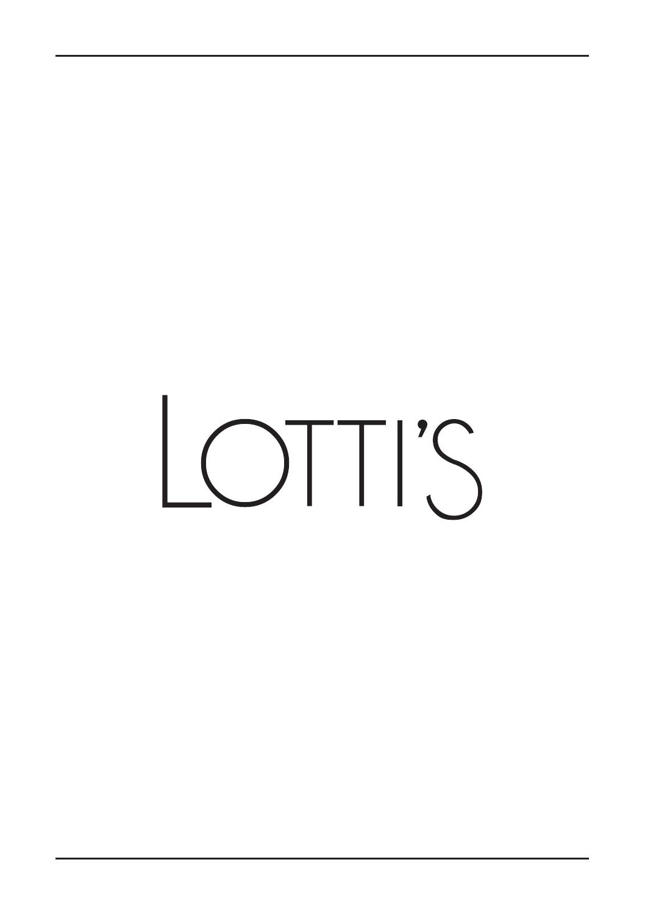LOTTI'S